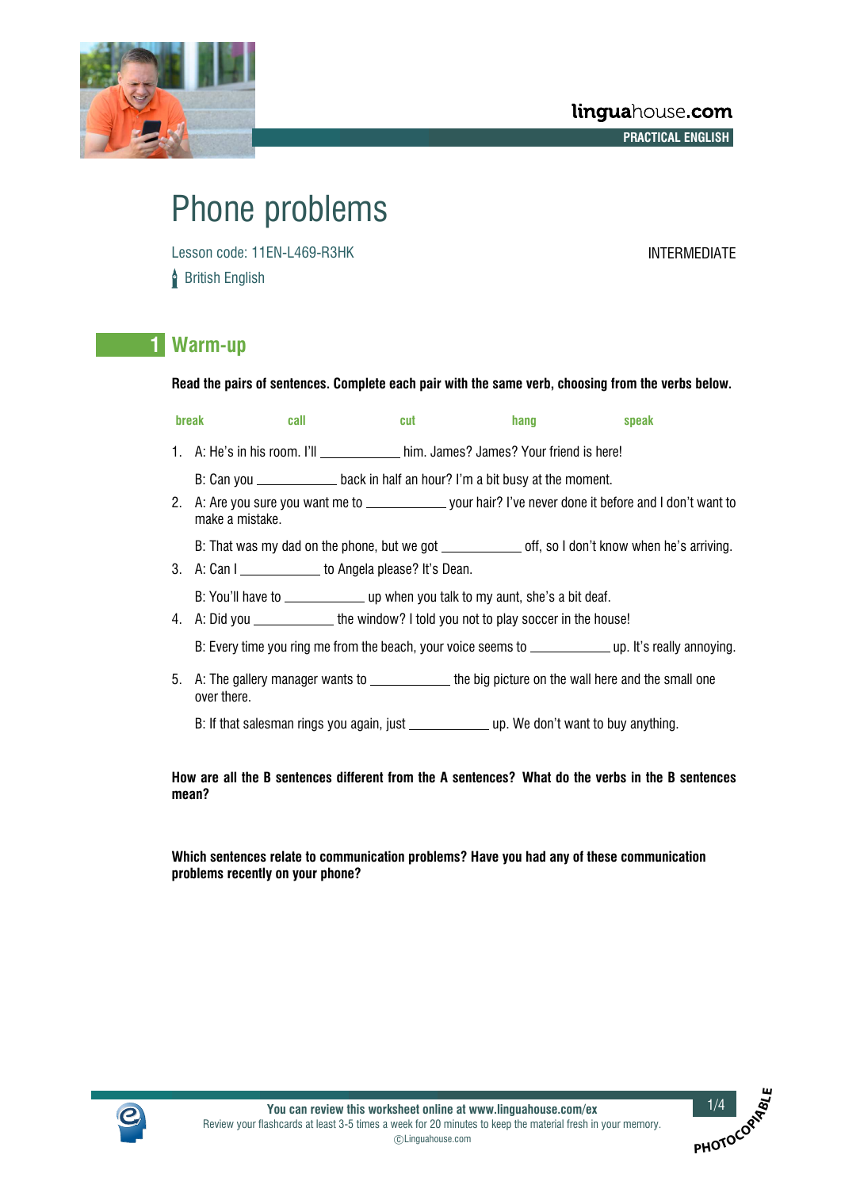# Phone problems

Lesson code: 11EN-L469-R3HK

INTERMEDIATE

British English

## 1 Warm-up

**Read the pairs of sentences. Complete each pair with the same verb, choosing from the verbs below.**

**break** **call** **cut** **hang** **speak**

1. A: He's in his room. I'll ____________ him. James? James? Your friend is here!

   B: Can you ____________ back in half an hour? I'm a bit busy at the moment.

2. A: Are you sure you want me to ____________ your hair? I've never done it before and I don't want to make a mistake.

   B: That was my dad on the phone, but we got ____________ off, so I don't know when he's arriving.

3. A: Can I ____________ to Angela please? It's Dean.

   B: You'll have to ____________ up when you talk to my aunt, she's a bit deaf.

4. A: Did you ____________ the window? I told you not to play soccer in the house!

   B: Every time you ring me from the beach, your voice seems to ____________ up. It's really annoying.

5. A: The gallery manager wants to ____________ the big picture on the wall here and the small one over there.

   B: If that salesman rings you again, just ____________ up. We don't want to buy anything.

**How are all the B sentences different from the A sentences? What do the verbs in the B sentences mean?**

**Which sentences relate to communication problems? Have you had any of these communication problems recently on your phone?**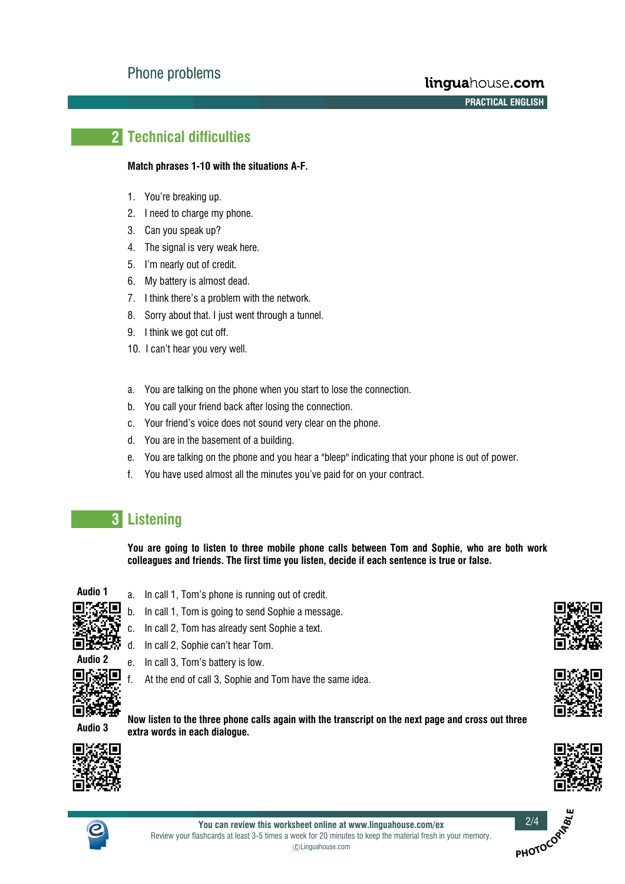## 2 Technical difficulties

**Match phrases 1-10 with the situations A-F.**

1. You're breaking up.
2. I need to charge my phone.
3. Can you speak up?
4. The signal is very weak here.
5. I'm nearly out of credit.
6. My battery is almost dead.
7. I think there's a problem with the network.
8. Sorry about that. I just went through a tunnel.
9. I think we got cut off.
10. I can't hear you very well.

a. You are talking on the phone when you start to lose the connection.
b. You call your friend back after losing the connection.
c. Your friend's voice does not sound very clear on the phone.
d. You are in the basement of a building.
e. You are talking on the phone and you hear a "bleep" indicating that your phone is out of power.
f. You have used almost all the minutes you've paid for on your contract.

## 3 Listening

**You are going to listen to three mobile phone calls between Tom and Sophie, who are both work colleagues and friends. The first time you listen, decide if each sentence is true or false.**

Audio 1

Audio 2

Audio 3

a. In call 1, Tom's phone is running out of credit.
b. In call 1, Tom is going to send Sophie a message.
c. In call 2, Tom has already sent Sophie a text.
d. In call 2, Sophie can't hear Tom.
e. In call 3, Tom's battery is low.
f. At the end of call 3, Sophie and Tom have the same idea.

**Now listen to the three phone calls again with the transcript on the next page and cross out three extra words in each dialogue.**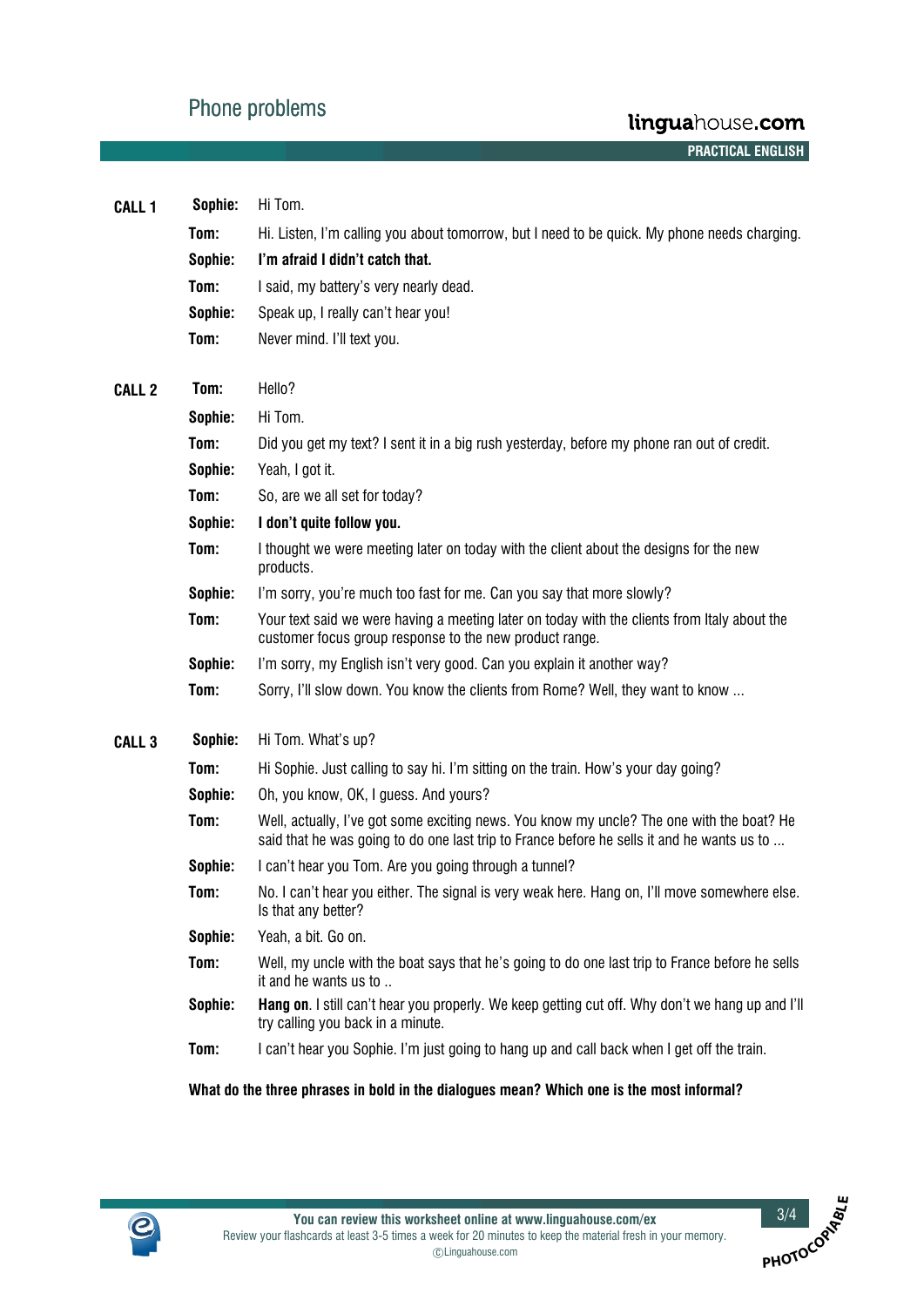# Phone problems

## CALL 1

**Sophie:** Hi Tom.

**Tom:** Hi. Listen, I'm calling you about tomorrow, but I need to be quick. My phone needs charging.

**Sophie:** **I'm afraid I didn't catch that.**

**Tom:** I said, my battery's very nearly dead.

**Sophie:** Speak up, I really can't hear you!

**Tom:** Never mind. I'll text you.

## CALL 2

**Tom:** Hello?

**Sophie:** Hi Tom.

**Tom:** Did you get my text? I sent it in a big rush yesterday, before my phone ran out of credit.

**Sophie:** Yeah, I got it.

**Tom:** So, are we all set for today?

**Sophie:** **I don't quite follow you.**

**Tom:** I thought we were meeting later on today with the client about the designs for the new products.

**Sophie:** I'm sorry, you're much too fast for me. Can you say that more slowly?

**Tom:** Your text said we were having a meeting later on today with the clients from Italy about the customer focus group response to the new product range.

**Sophie:** I'm sorry, my English isn't very good. Can you explain it another way?

**Tom:** Sorry, I'll slow down. You know the clients from Rome? Well, they want to know ...

## CALL 3

**Sophie:** Hi Tom. What's up?

**Tom:** Hi Sophie. Just calling to say hi. I'm sitting on the train. How's your day going?

**Sophie:** Oh, you know, OK, I guess. And yours?

**Tom:** Well, actually, I've got some exciting news. You know my uncle? The one with the boat? He said that he was going to do one last trip to France before he sells it and he wants us to ...

**Sophie:** I can't hear you Tom. Are you going through a tunnel?

**Tom:** No. I can't hear you either. The signal is very weak here. Hang on, I'll move somewhere else. Is that any better?

**Sophie:** Yeah, a bit. Go on.

**Tom:** Well, my uncle with the boat says that he's going to do one last trip to France before he sells it and he wants us to ..

**Sophie:** **Hang on**. I still can't hear you properly. We keep getting cut off. Why don't we hang up and I'll try calling you back in a minute.

**Tom:** I can't hear you Sophie. I'm just going to hang up and call back when I get off the train.

**What do the three phrases in bold in the dialogues mean? Which one is the most informal?**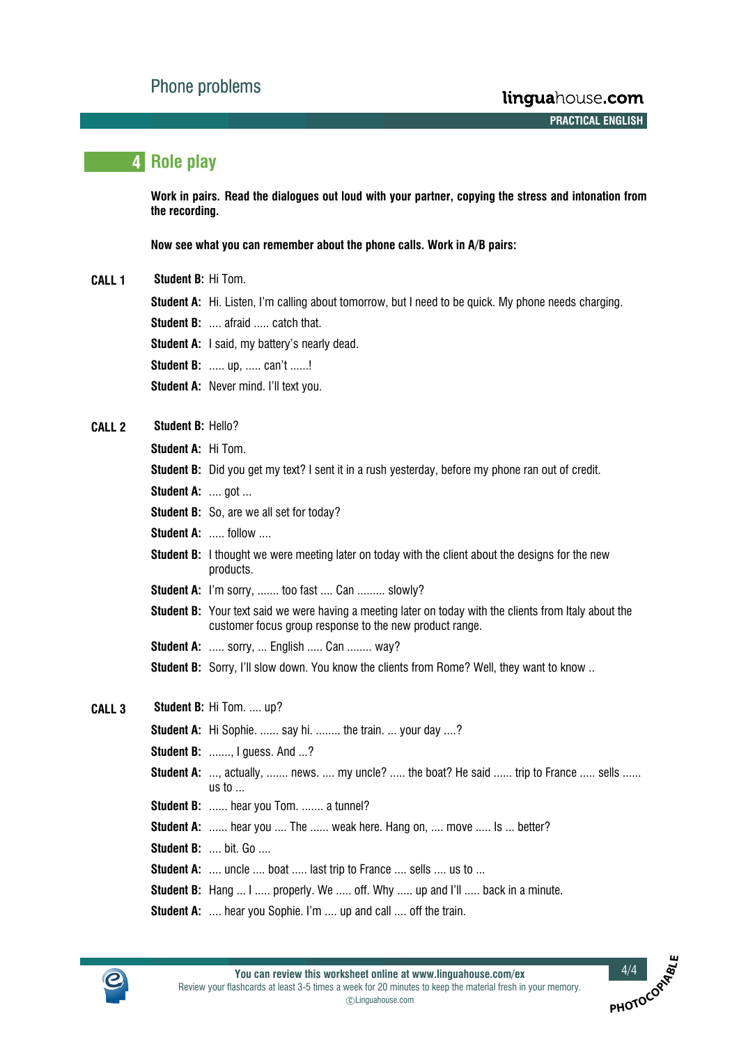## 4 Role play

**Work in pairs. Read the dialogues out loud with your partner, copying the stress and intonation from the recording.**

**Now see what you can remember about the phone calls. Work in A/B pairs:**

**CALL 1**

**Student B:** Hi Tom.

**Student A:** Hi. Listen, I'm calling about tomorrow, but I need to be quick. My phone needs charging.

**Student B:** .... afraid ..... catch that.

**Student A:** I said, my battery's nearly dead.

**Student B:** ..... up, ..... can't ......!

**Student A:** Never mind. I'll text you.

**CALL 2**

**Student B:** Hello?

**Student A:** Hi Tom.

**Student B:** Did you get my text? I sent it in a rush yesterday, before my phone ran out of credit.

**Student A:** .... got ...

**Student B:** So, are we all set for today?

**Student A:** ..... follow ....

**Student B:** I thought we were meeting later on today with the client about the designs for the new products.

**Student A:** I'm sorry, ....... too fast .... Can ......... slowly?

**Student B:** Your text said we were having a meeting later on today with the clients from Italy about the customer focus group response to the new product range.

**Student A:** ..... sorry, ... English ..... Can ........ way?

**Student B:** Sorry, I'll slow down. You know the clients from Rome? Well, they want to know ..

**CALL 3**

**Student B:** Hi Tom. .... up?

**Student A:** Hi Sophie. ...... say hi. ........ the train. ... your day ....?

**Student B:** ......., I guess. And ...?

**Student A:** ..., actually, ....... news. .... my uncle? ..... the boat? He said ...... trip to France ..... sells ...... us to ...

**Student B:** ...... hear you Tom. ....... a tunnel?

**Student A:** ...... hear you .... The ...... weak here. Hang on, .... move ..... Is ... better?

**Student B:** .... bit. Go ....

**Student A:** .... uncle .... boat ..... last trip to France .... sells .... us to ...

**Student B:** Hang ... I ..... properly. We ..... off. Why ..... up and I'll ..... back in a minute.

**Student A:** .... hear you Sophie. I'm .... up and call .... off the train.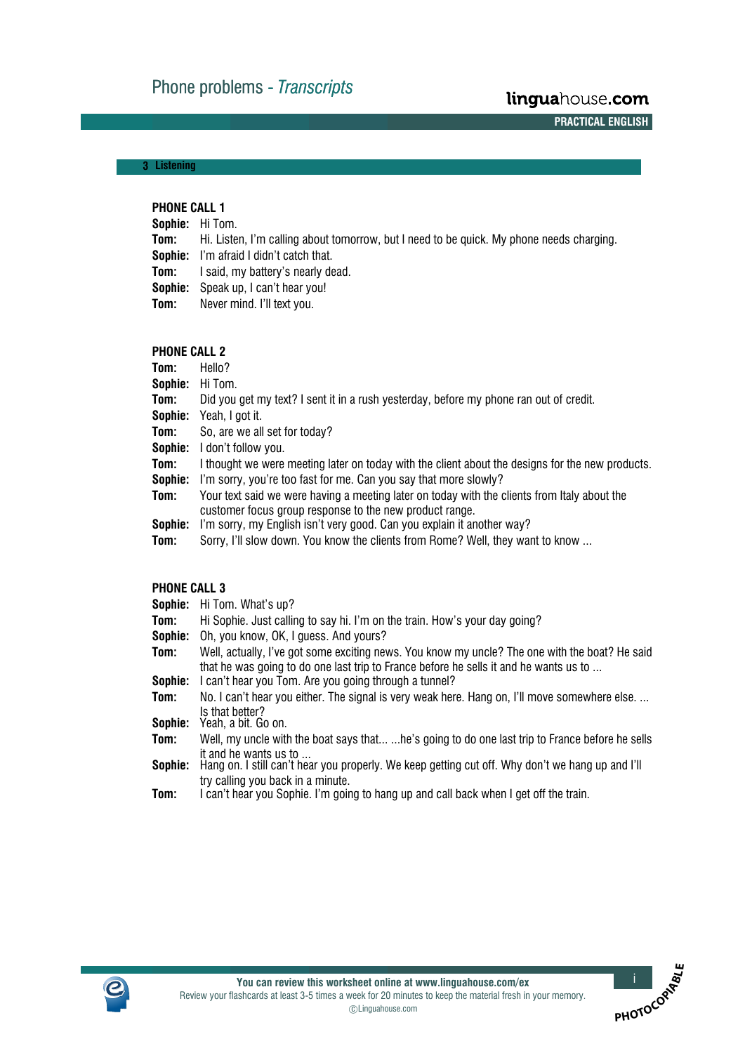# Phone problems - *Transcripts*

## 3 Listening

### PHONE CALL 1

**Sophie:** Hi Tom.
**Tom:** Hi. Listen, I'm calling about tomorrow, but I need to be quick. My phone needs charging.
**Sophie:** I'm afraid I didn't catch that.
**Tom:** I said, my battery's nearly dead.
**Sophie:** Speak up, I can't hear you!
**Tom:** Never mind. I'll text you.

### PHONE CALL 2

**Tom:** Hello?
**Sophie:** Hi Tom.
**Tom:** Did you get my text? I sent it in a rush yesterday, before my phone ran out of credit.
**Sophie:** Yeah, I got it.
**Tom:** So, are we all set for today?
**Sophie:** I don't follow you.
**Tom:** I thought we were meeting later on today with the client about the designs for the new products.
**Sophie:** I'm sorry, you're too fast for me. Can you say that more slowly?
**Tom:** Your text said we were having a meeting later on today with the clients from Italy about the customer focus group response to the new product range.
**Sophie:** I'm sorry, my English isn't very good. Can you explain it another way?
**Tom:** Sorry, I'll slow down. You know the clients from Rome? Well, they want to know ...

### PHONE CALL 3

**Sophie:** Hi Tom. What's up?
**Tom:** Hi Sophie. Just calling to say hi. I'm on the train. How's your day going?
**Sophie:** Oh, you know, OK, I guess. And yours?
**Tom:** Well, actually, I've got some exciting news. You know my uncle? The one with the boat? He said that he was going to do one last trip to France before he sells it and he wants us to ...
**Sophie:** I can't hear you Tom. Are you going through a tunnel?
**Tom:** No. I can't hear you either. The signal is very weak here. Hang on, I'll move somewhere else. ... Is that better?
**Sophie:** Yeah, a bit. Go on.
**Tom:** Well, my uncle with the boat says that... ...he's going to do one last trip to France before he sells it and he wants us to ...
**Sophie:** Hang on. I still can't hear you properly. We keep getting cut off. Why don't we hang up and I'll try calling you back in a minute.
**Tom:** I can't hear you Sophie. I'm going to hang up and call back when I get off the train.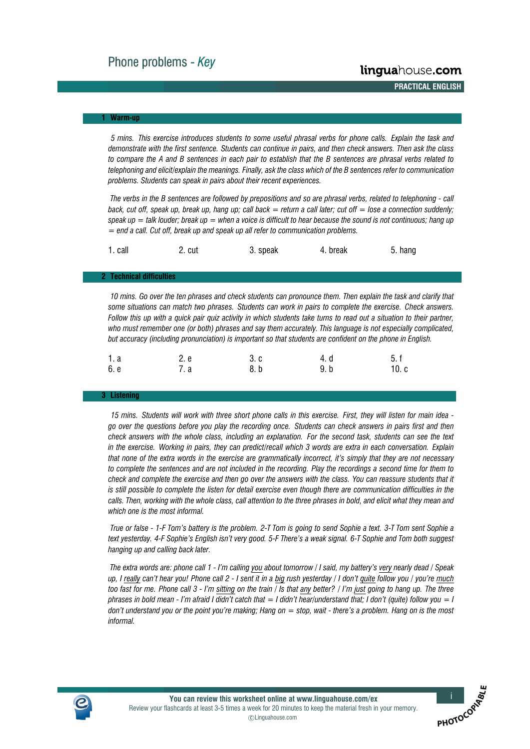# Phone problems - *Key*

## 1 Warm-up

*5 mins. This exercise introduces students to some useful phrasal verbs for phone calls. Explain the task and demonstrate with the first sentence. Students can continue in pairs, and then check answers. Then ask the class to compare the A and B sentences in each pair to establish that the B sentences are phrasal verbs related to telephoning and elicit/explain the meanings. Finally, ask the class which of the B sentences refer to communication problems. Students can speak in pairs about their recent experiences.*

*The verbs in the B sentences are followed by prepositions and so are phrasal verbs, related to telephoning - call back, cut off, speak up, break up, hang up; call back = return a call later; cut off = lose a connection suddenly; speak up = talk louder; break up = when a voice is difficult to hear because the sound is not continuous; hang up = end a call. Cut off, break up and speak up all refer to communication problems.*

| 1. call | 2. cut | 3. speak | 4. break | 5. hang |
|---|---|---|---|---|

## 2 Technical difficulties

*10 mins. Go over the ten phrases and check students can pronounce them. Then explain the task and clarify that some situations can match two phrases. Students can work in pairs to complete the exercise. Check answers. Follow this up with a quick pair quiz activity in which students take turns to read out a situation to their partner, who must remember one (or both) phrases and say them accurately. This language is not especially complicated, but accuracy (including pronunciation) is important so that students are confident on the phone in English.*

| 1. a | 2. e | 3. c | 4. d | 5. f |
|---|---|---|---|---|
| 6. e | 7. a | 8. b | 9. b | 10. c |

## 3 Listening

*15 mins. Students will work with three short phone calls in this exercise. First, they will listen for main idea - go over the questions before you play the recording once. Students can check answers in pairs first and then check answers with the whole class, including an explanation. For the second task, students can see the text in the exercise. Working in pairs, they can predict/recall which 3 words are extra in each conversation. Explain that none of the extra words in the exercise are grammatically incorrect, it's simply that they are not necessary to complete the sentences and are not included in the recording. Play the recordings a second time for them to check and complete the exercise and then go over the answers with the class. You can reassure students that it is still possible to complete the listen for detail exercise even though there are communication difficulties in the calls. Then, working with the whole class, call attention to the three phrases in bold, and elicit what they mean and which one is the most informal.*

*True or false - 1-F Tom's battery is the problem. 2-T Tom is going to send Sophie a text. 3-T Tom sent Sophie a text yesterday. 4-F Sophie's English isn't very good. 5-F There's a weak signal. 6-T Sophie and Tom both suggest hanging up and calling back later.*

*The extra words are: phone call 1 - I'm calling <u>you</u> about tomorrow / I said, my battery's <u>very</u> nearly dead / Speak up, I <u>really</u> can't hear you! Phone call 2 - I sent it in a <u>big</u> rush yesterday / I don't <u>quite</u> follow you / you're <u>much</u> too fast for me. Phone call 3 - I'm <u>sitting</u> on the train / Is that <u>any</u> better? / I'm <u>just</u> going to hang up. The three phrases in bold mean - I'm afraid I didn't catch that = I didn't hear/understand that; I don't (quite) follow you = I don't understand you or the point you're making; Hang on = stop, wait - there's a problem. Hang on is the most informal.*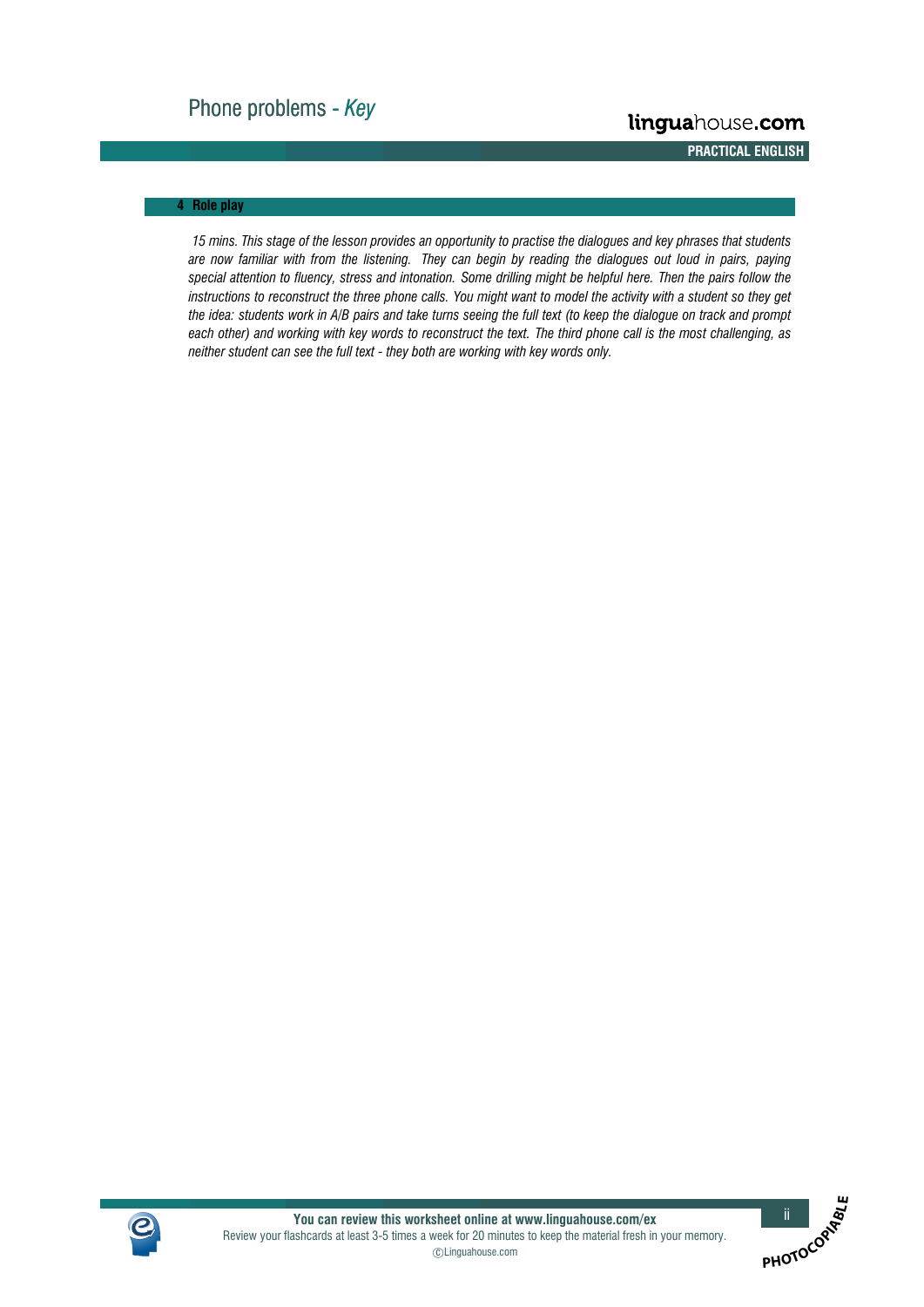## 4 Role play

*15 mins. This stage of the lesson provides an opportunity to practise the dialogues and key phrases that students are now familiar with from the listening. They can begin by reading the dialogues out loud in pairs, paying special attention to fluency, stress and intonation. Some drilling might be helpful here. Then the pairs follow the instructions to reconstruct the three phone calls. You might want to model the activity with a student so they get the idea: students work in A/B pairs and take turns seeing the full text (to keep the dialogue on track and prompt each other) and working with key words to reconstruct the text. The third phone call is the most challenging, as neither student can see the full text - they both are working with key words only.*